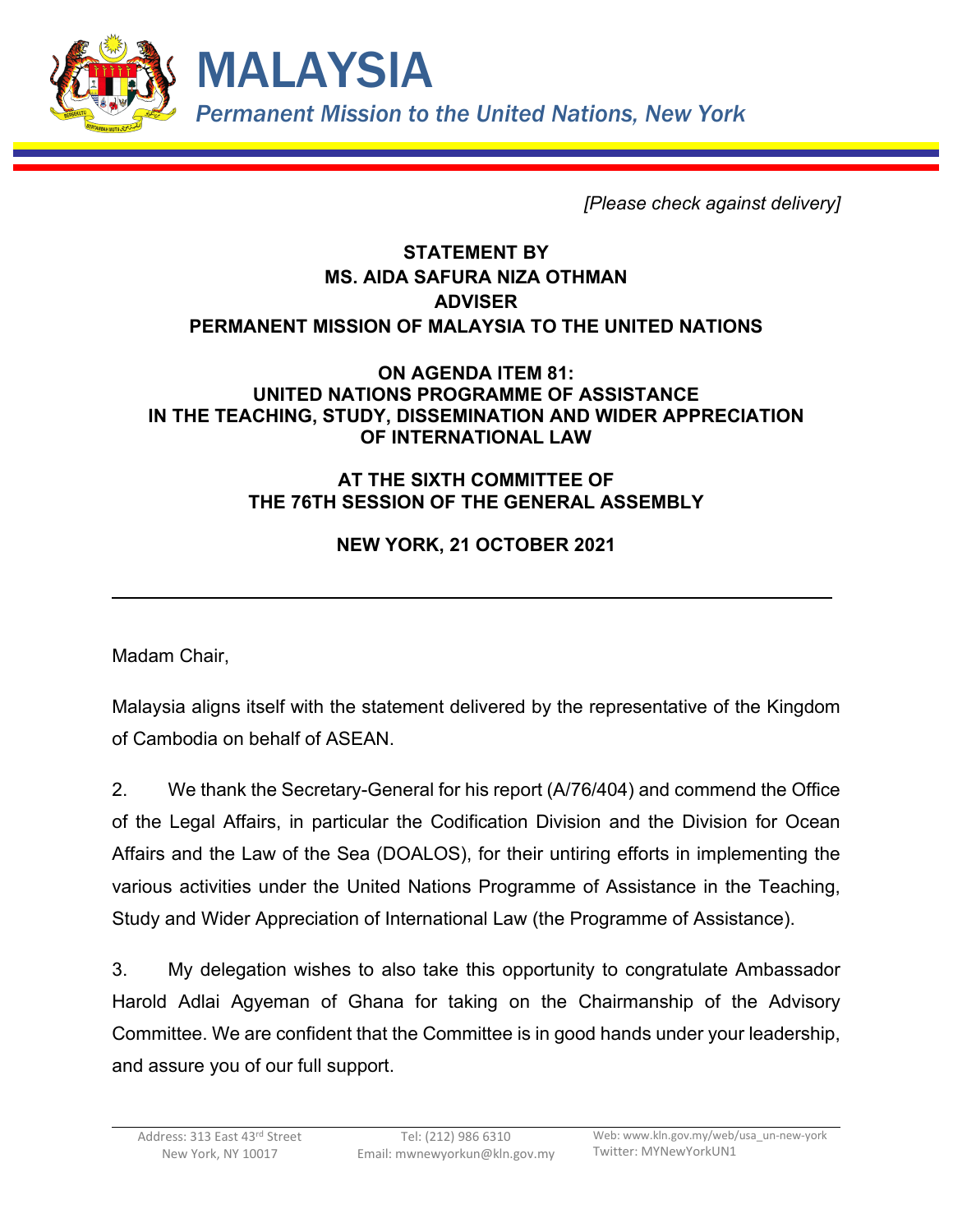# MALAYSIA

*Permanent Mission to the United Nations, New York*

*[Please check against delivery]*

**STATEMENT BY**
**MS. AIDA SAFURA NIZA OTHMAN**
**ADVISER**
**PERMANENT MISSION OF MALAYSIA TO THE UNITED NATIONS**

**ON AGENDA ITEM 81:**
**UNITED NATIONS PROGRAMME OF ASSISTANCE**
**IN THE TEACHING, STUDY, DISSEMINATION AND WIDER APPRECIATION**
**OF INTERNATIONAL LAW**

**AT THE SIXTH COMMITTEE OF**
**THE 76TH SESSION OF THE GENERAL ASSEMBLY**

**NEW YORK, 21 OCTOBER 2021**

---

Madam Chair,

Malaysia aligns itself with the statement delivered by the representative of the Kingdom of Cambodia on behalf of ASEAN.

2. We thank the Secretary-General for his report (A/76/404) and commend the Office of the Legal Affairs, in particular the Codification Division and the Division for Ocean Affairs and the Law of the Sea (DOALOS), for their untiring efforts in implementing the various activities under the United Nations Programme of Assistance in the Teaching, Study and Wider Appreciation of International Law (the Programme of Assistance).

3. My delegation wishes to also take this opportunity to congratulate Ambassador Harold Adlai Agyeman of Ghana for taking on the Chairmanship of the Advisory Committee. We are confident that the Committee is in good hands under your leadership, and assure you of our full support.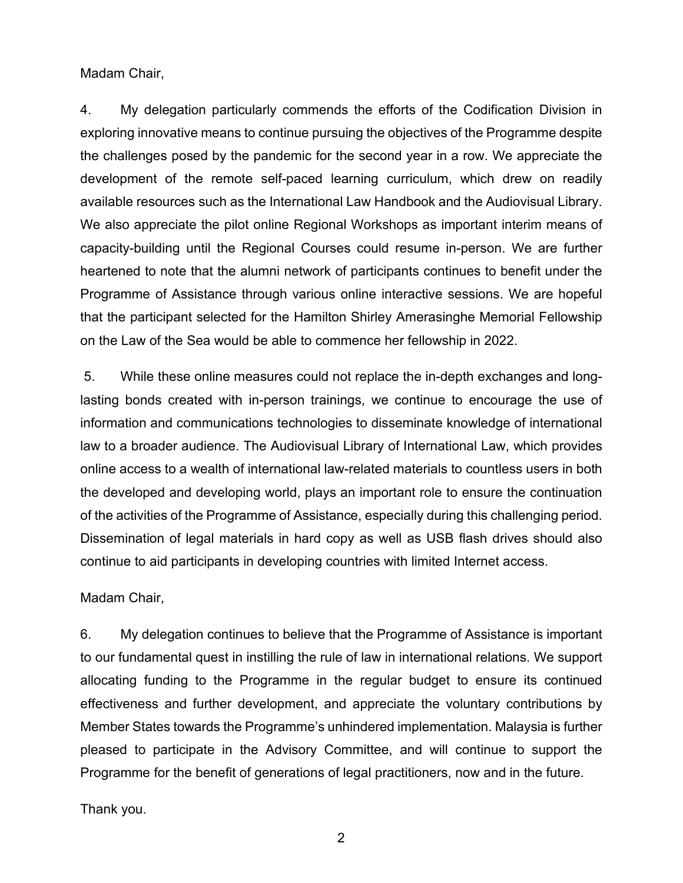Madam Chair,

4. My delegation particularly commends the efforts of the Codification Division in exploring innovative means to continue pursuing the objectives of the Programme despite the challenges posed by the pandemic for the second year in a row. We appreciate the development of the remote self-paced learning curriculum, which drew on readily available resources such as the International Law Handbook and the Audiovisual Library. We also appreciate the pilot online Regional Workshops as important interim means of capacity-building until the Regional Courses could resume in-person. We are further heartened to note that the alumni network of participants continues to benefit under the Programme of Assistance through various online interactive sessions. We are hopeful that the participant selected for the Hamilton Shirley Amerasinghe Memorial Fellowship on the Law of the Sea would be able to commence her fellowship in 2022.

5. While these online measures could not replace the in-depth exchanges and long-lasting bonds created with in-person trainings, we continue to encourage the use of information and communications technologies to disseminate knowledge of international law to a broader audience. The Audiovisual Library of International Law, which provides online access to a wealth of international law-related materials to countless users in both the developed and developing world, plays an important role to ensure the continuation of the activities of the Programme of Assistance, especially during this challenging period. Dissemination of legal materials in hard copy as well as USB flash drives should also continue to aid participants in developing countries with limited Internet access.

Madam Chair,

6. My delegation continues to believe that the Programme of Assistance is important to our fundamental quest in instilling the rule of law in international relations. We support allocating funding to the Programme in the regular budget to ensure its continued effectiveness and further development, and appreciate the voluntary contributions by Member States towards the Programme's unhindered implementation. Malaysia is further pleased to participate in the Advisory Committee, and will continue to support the Programme for the benefit of generations of legal practitioners, now and in the future.

Thank you.